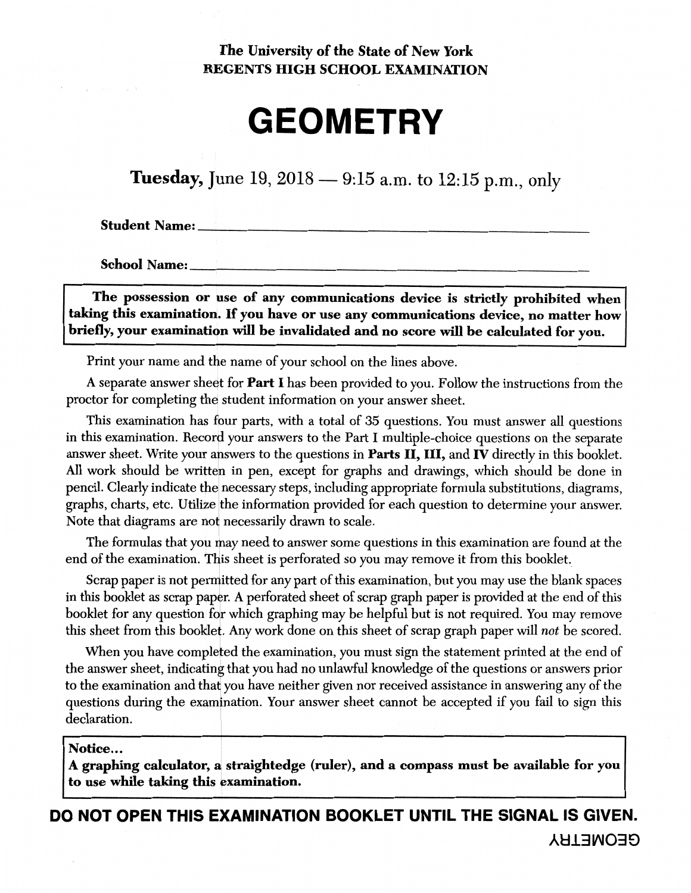**The University of the State of New York**
**REGENTS HIGH SCHOOL EXAMINATION**

# GEOMETRY

**Tuesday,** June 19, 2018 — 9:15 a.m. to 12:15 p.m., only

**Student Name:** ______________________________________________

**School Name:** ______________________________________________

**The possession or use of any communications device is strictly prohibited when taking this examination. If you have or use any communications device, no matter how briefly, your examination will be invalidated and no score will be calculated for you.**

Print your name and the name of your school on the lines above.

A separate answer sheet for **Part I** has been provided to you. Follow the instructions from the proctor for completing the student information on your answer sheet.

This examination has four parts, with a total of 35 questions. You must answer all questions in this examination. Record your answers to the Part I multiple-choice questions on the separate answer sheet. Write your answers to the questions in **Parts II, III,** and **IV** directly in this booklet. All work should be written in pen, except for graphs and drawings, which should be done in pencil. Clearly indicate the necessary steps, including appropriate formula substitutions, diagrams, graphs, charts, etc. Utilize the information provided for each question to determine your answer. Note that diagrams are not necessarily drawn to scale.

The formulas that you may need to answer some questions in this examination are found at the end of the examination. This sheet is perforated so you may remove it from this booklet.

Scrap paper is not permitted for any part of this examination, but you may use the blank spaces in this booklet as scrap paper. A perforated sheet of scrap graph paper is provided at the end of this booklet for any question for which graphing may be helpful but is not required. You may remove this sheet from this booklet. Any work done on this sheet of scrap graph paper will *not* be scored.

When you have completed the examination, you must sign the statement printed at the end of the answer sheet, indicating that you had no unlawful knowledge of the questions or answers prior to the examination and that you have neither given nor received assistance in answering any of the questions during the examination. Your answer sheet cannot be accepted if you fail to sign this declaration.

**Notice…**
**A graphing calculator, a straightedge (ruler), and a compass must be available for you to use while taking this examination.**

**DO NOT OPEN THIS EXAMINATION BOOKLET UNTIL THE SIGNAL IS GIVEN.**

GEOMETRY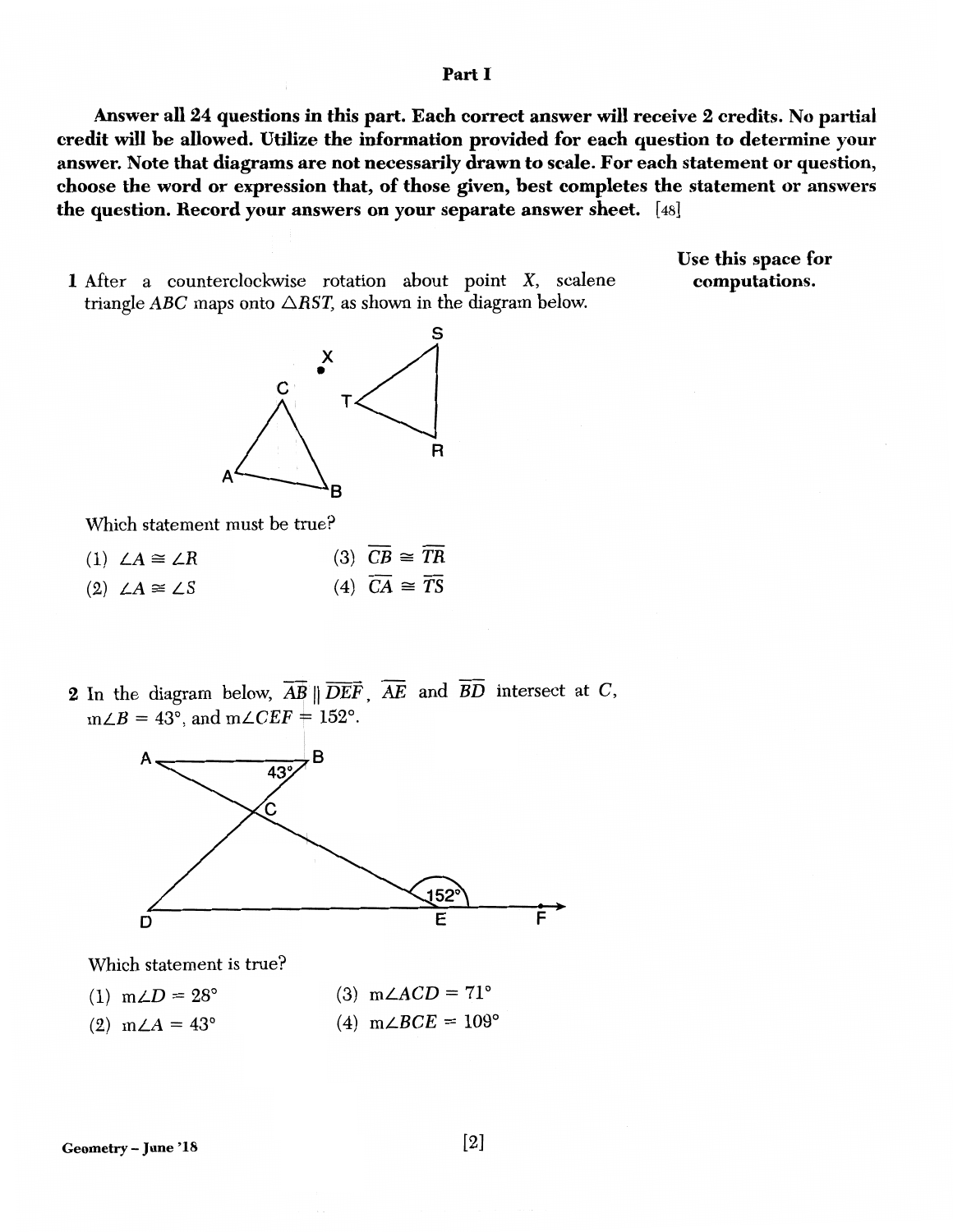## Part I

**Answer all 24 questions in this part. Each correct answer will receive 2 credits. No partial credit will be allowed. Utilize the information provided for each question to determine your answer. Note that diagrams are not necessarily drawn to scale. For each statement or question, choose the word or expression that, of those given, best completes the statement or answers the question. Record your answers on your separate answer sheet.** [48]

**Use this space for computations.**

1 After a counterclockwise rotation about point $X$, scalene triangle $ABC$ maps onto $\triangle RST$, as shown in the diagram below.

Which statement must be true?

(1) $\angle A \cong \angle R$

(2) $\angle A \cong \angle S$

(3) $\overline{CB} \cong \overline{TR}$

(4) $\overline{CA} \cong \overline{TS}$

2 In the diagram below, $\overline{AB} \parallel \overrightarrow{DEF}$, $\overline{AE}$ and $\overline{BD}$ intersect at $C$, $m\angle B = 43°$, and $m\angle CEF = 152°$.

Which statement is true?

(1) $m\angle D = 28°$

(2) $m\angle A = 43°$

(3) $m\angle ACD = 71°$

(4) $m\angle BCE = 109°$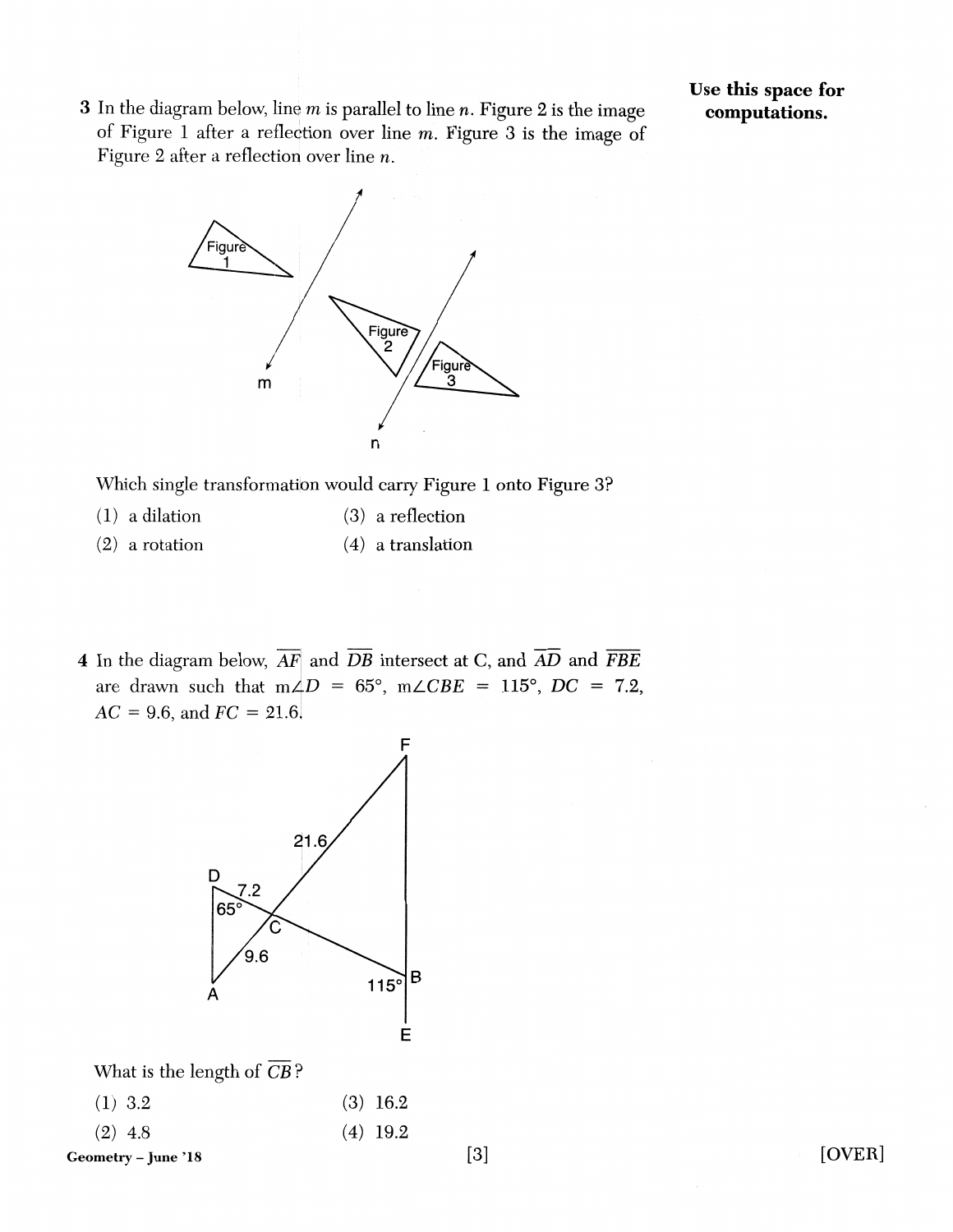**Use this space for computations.**

3 In the diagram below, line $m$ is parallel to line $n$. Figure 2 is the image of Figure 1 after a reflection over line $m$. Figure 3 is the image of Figure 2 after a reflection over line $n$.

Which single transformation would carry Figure 1 onto Figure 3?

(1) a dilation

(2) a rotation

(3) a reflection

(4) a translation

4 In the diagram below, $\overline{AF}$ and $\overline{DB}$ intersect at C, and $\overline{AD}$ and $\overline{FBE}$ are drawn such that $m\angle D = 65°$, $m\angle CBE = 115°$, $DC = 7.2$, $AC = 9.6$, and $FC = 21.6$.

What is the length of $\overline{CB}$?

(1) 3.2

(2) 4.8

(3) 16.2

(4) 19.2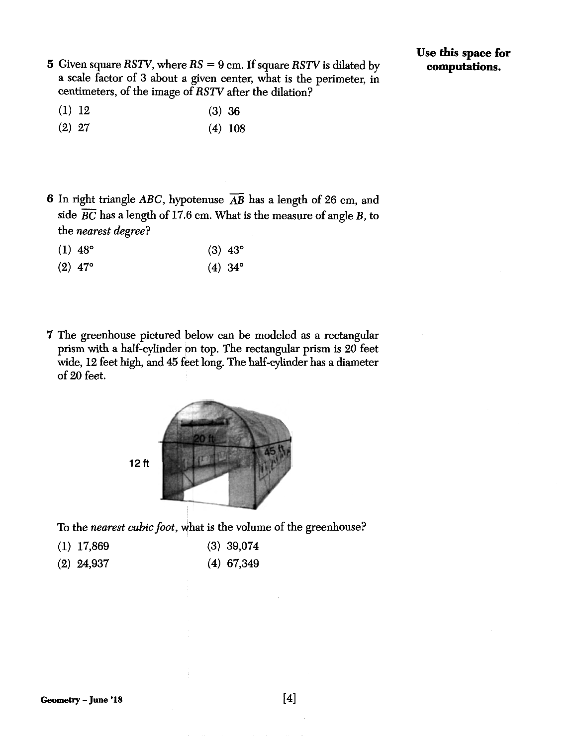**Use this space for computations.**

5 Given square $RSTV$, where $RS = 9$ cm. If square $RSTV$ is dilated by a scale factor of 3 about a given center, what is the perimeter, in centimeters, of the image of $RSTV$ after the dilation?

(1) 12
(2) 27
(3) 36
(4) 108

6 In right triangle $ABC$, hypotenuse $\overline{AB}$ has a length of 26 cm, and side $\overline{BC}$ has a length of 17.6 cm. What is the measure of angle $B$, to the *nearest degree*?

(1) 48°
(2) 47°
(3) 43°
(4) 34°

7 The greenhouse pictured below can be modeled as a rectangular prism with a half-cylinder on top. The rectangular prism is 20 feet wide, 12 feet high, and 45 feet long. The half-cylinder has a diameter of 20 feet.

20 ft

45 ft

12 ft

To the *nearest cubic foot*, what is the volume of the greenhouse?

(1) 17,869
(2) 24,937
(3) 39,074
(4) 67,349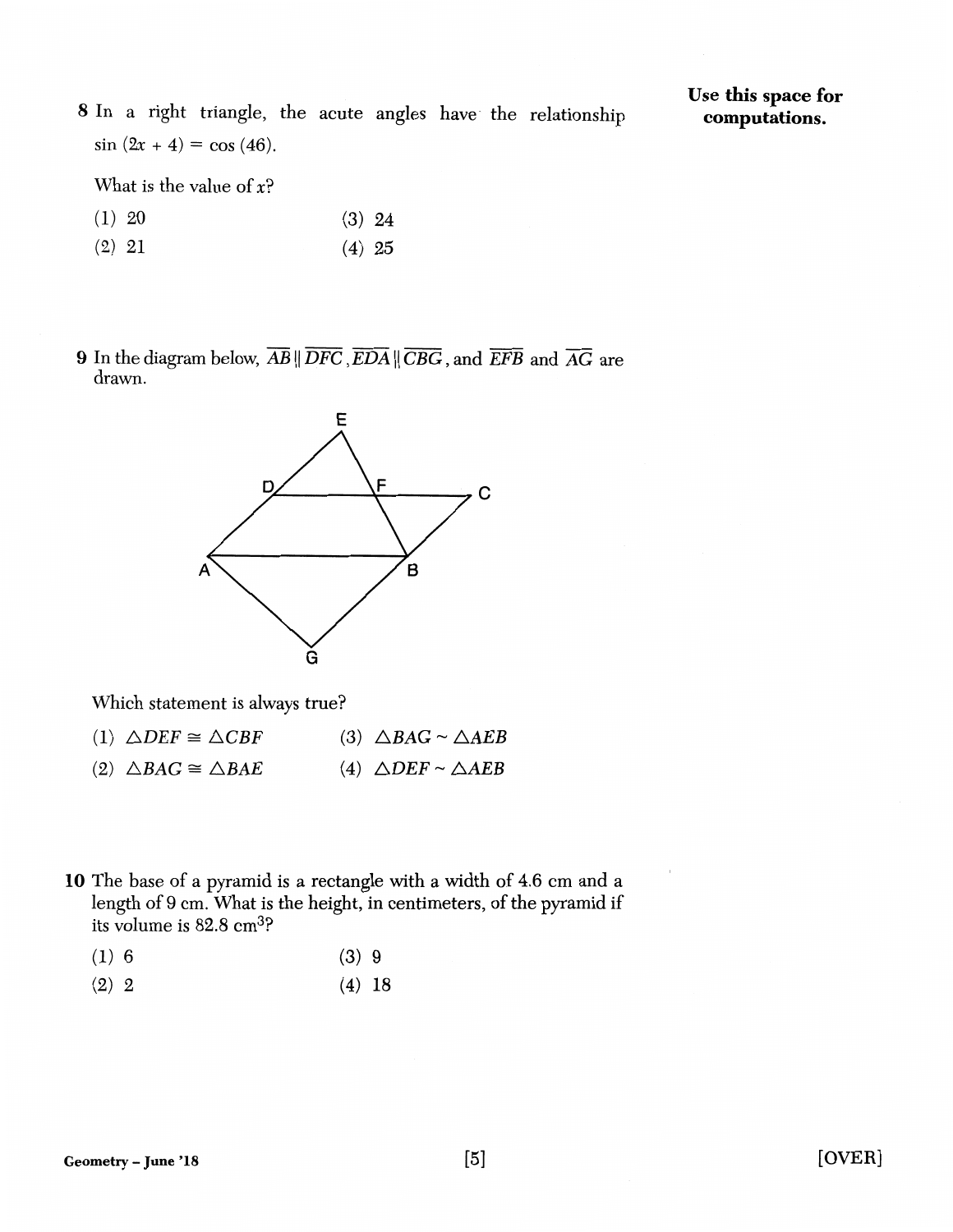**Use this space for computations.**

8 In a right triangle, the acute angles have the relationship $\sin(2x + 4) = \cos(46)$.

What is the value of $x$?

(1) 20 (3) 24

(2) 21 (4) 25

9 In the diagram below, $\overline{AB} \parallel \overline{DFC}$, $\overline{EDA} \parallel \overline{CBG}$, and $\overline{EFB}$ and $\overline{AG}$ are drawn.

Which statement is always true?

(1) $\triangle DEF \cong \triangle CBF$ (3) $\triangle BAG \sim \triangle AEB$

(2) $\triangle BAG \cong \triangle BAE$ (4) $\triangle DEF \sim \triangle AEB$

10 The base of a pyramid is a rectangle with a width of 4.6 cm and a length of 9 cm. What is the height, in centimeters, of the pyramid if its volume is 82.8 cm$^3$?

(1) 6 (3) 9

(2) 2 (4) 18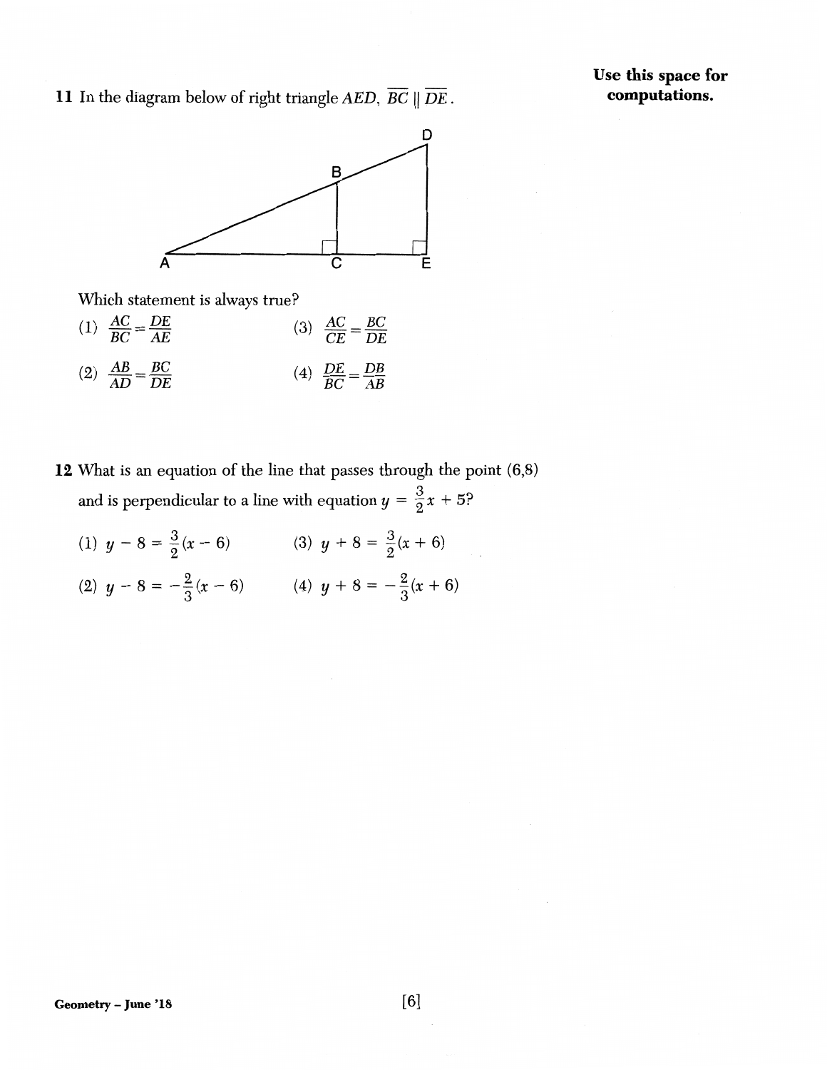11 In the diagram below of right triangle $AED$, $\overline{BC} \parallel \overline{DE}$.

**Use this space for computations.**

Which statement is always true?

(1) $\frac{AC}{BC} = \frac{DE}{AE}$

(2) $\frac{AB}{AD} = \frac{BC}{DE}$

(3) $\frac{AC}{CE} = \frac{BC}{DE}$

(4) $\frac{DE}{BC} = \frac{DB}{AB}$

12 What is an equation of the line that passes through the point $(6,8)$ and is perpendicular to a line with equation $y = \frac{3}{2}x + 5$?

(1) $y - 8 = \frac{3}{2}(x - 6)$

(2) $y - 8 = -\frac{2}{3}(x - 6)$

(3) $y + 8 = \frac{3}{2}(x + 6)$

(4) $y + 8 = -\frac{2}{3}(x + 6)$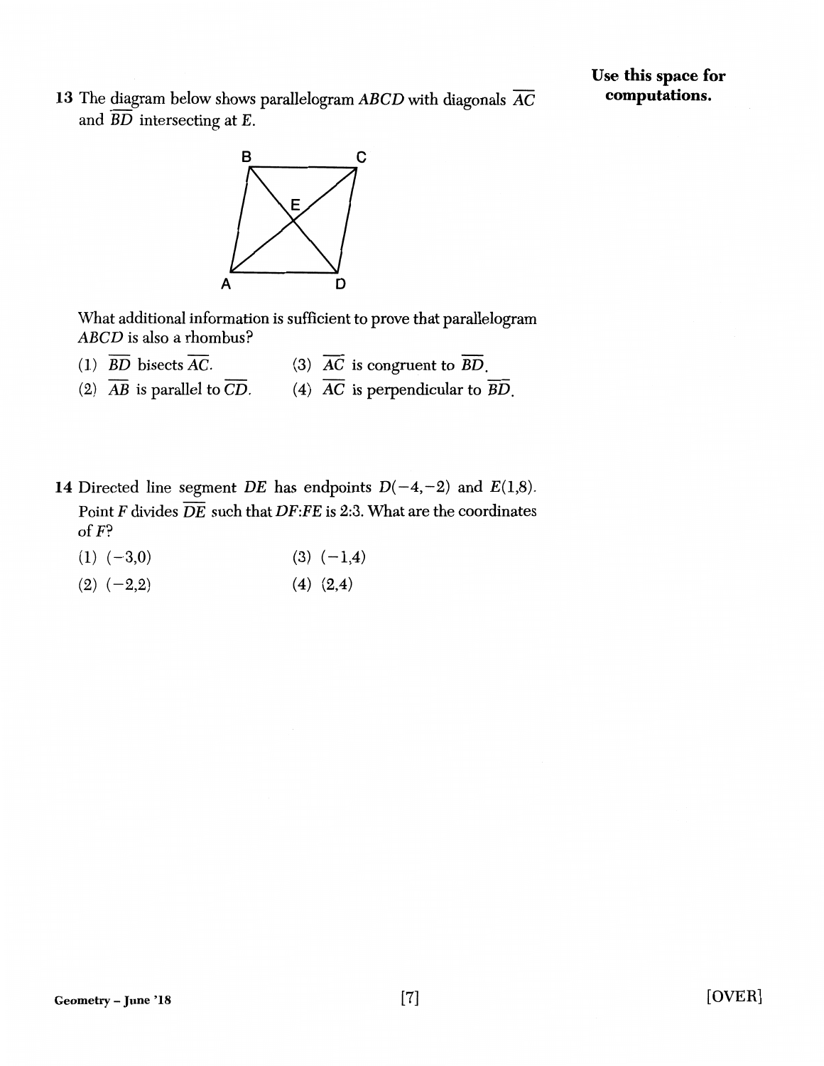Use this space for computations.

13 The diagram below shows parallelogram $ABCD$ with diagonals $\overline{AC}$ and $\overline{BD}$ intersecting at $E$.

What additional information is sufficient to prove that parallelogram $ABCD$ is also a rhombus?

(1) $\overline{BD}$ bisects $\overline{AC}$.

(2) $\overline{AB}$ is parallel to $\overline{CD}$.

(3) $\overline{AC}$ is congruent to $\overline{BD}$.

(4) $\overline{AC}$ is perpendicular to $\overline{BD}$.

14 Directed line segment $DE$ has endpoints $D(-4,-2)$ and $E(1,8)$. Point $F$ divides $\overline{DE}$ such that $DF{:}FE$ is 2:3. What are the coordinates of $F$?

(1) $(-3,0)$

(2) $(-2,2)$

(3) $(-1,4)$

(4) $(2,4)$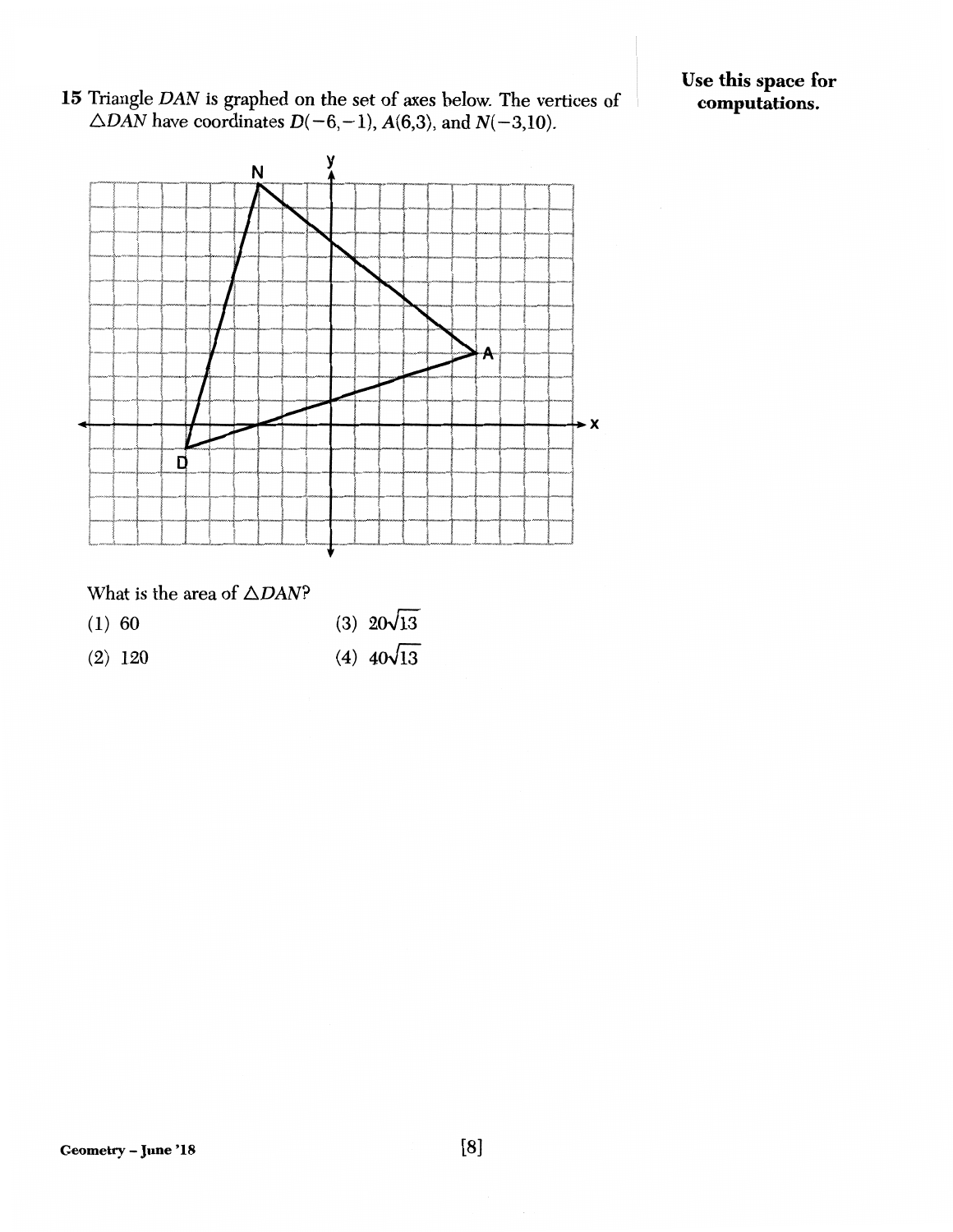**Use this space for computations.**

15 Triangle $DAN$ is graphed on the set of axes below. The vertices of $\triangle DAN$ have coordinates $D(-6,-1)$, $A(6,3)$, and $N(-3,10)$.

What is the area of $\triangle DAN$?

(1) 60

(2) 120

(3) $20\sqrt{13}$

(4) $40\sqrt{13}$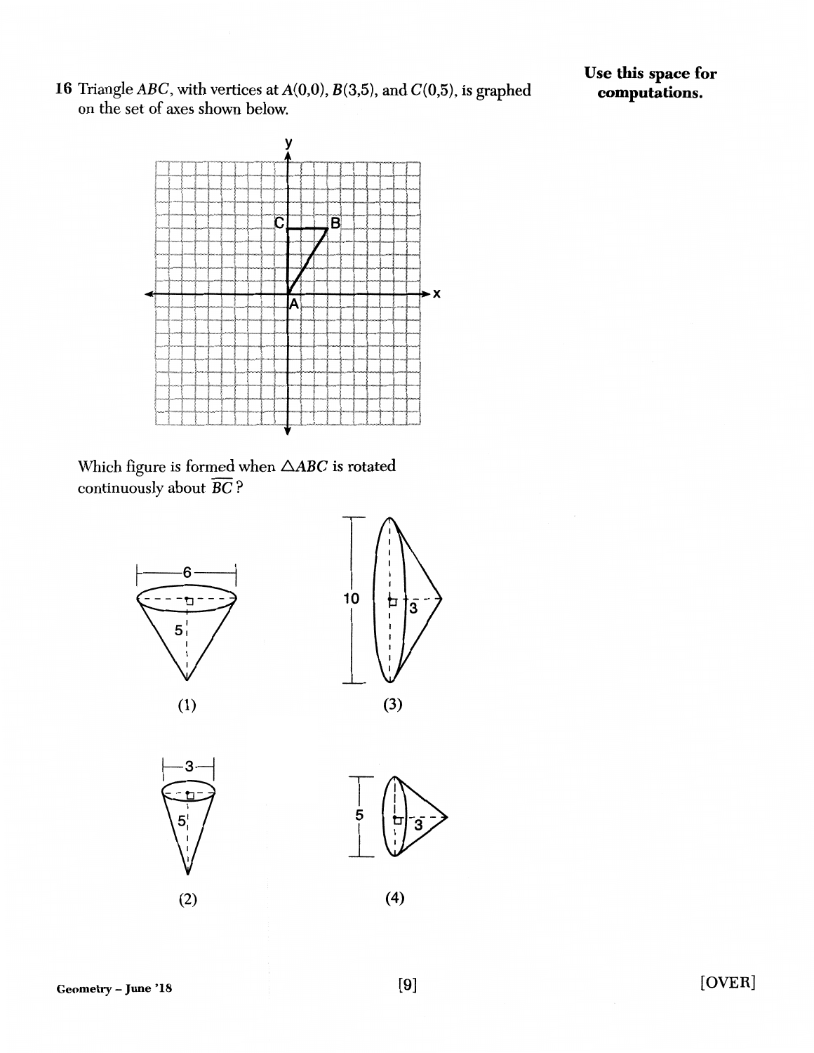16 Triangle $ABC$, with vertices at $A(0,0)$, $B(3,5)$, and $C(0,5)$, is graphed on the set of axes shown below.

**Use this space for computations.**

Which figure is formed when $\triangle ABC$ is rotated continuously about $\overline{BC}$?

(1)

(2)

(3)

(4)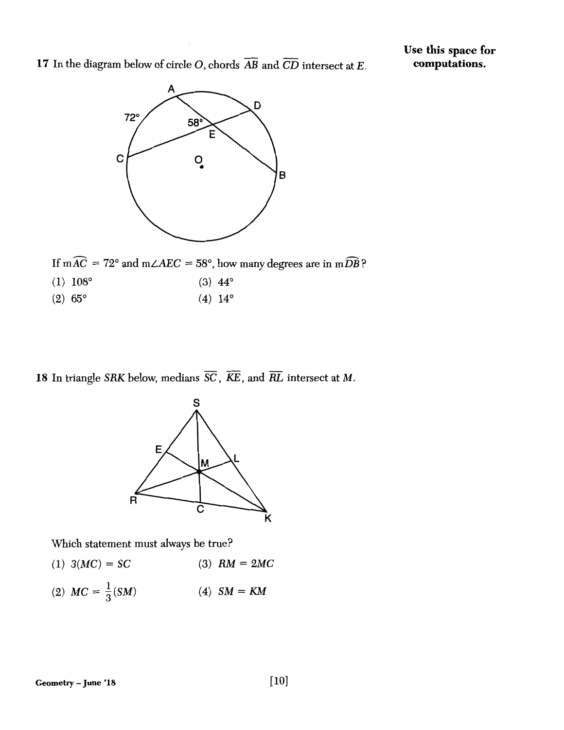Use this space for computations.

17 In the diagram below of circle $O$, chords $\overline{AB}$ and $\overline{CD}$ intersect at $E$.

If $m\widehat{AC} = 72°$ and $m\angle AEC = 58°$, how many degrees are in $m\widehat{DB}$?

(1) 108° (3) 44°

(2) 65° (4) 14°

18 In triangle $SRK$ below, medians $\overline{SC}$, $\overline{KE}$, and $\overline{RL}$ intersect at $M$.

Which statement must always be true?

(1) $3(MC) = SC$ (3) $RM = 2MC$

(2) $MC = \frac{1}{3}(SM)$ (4) $SM = KM$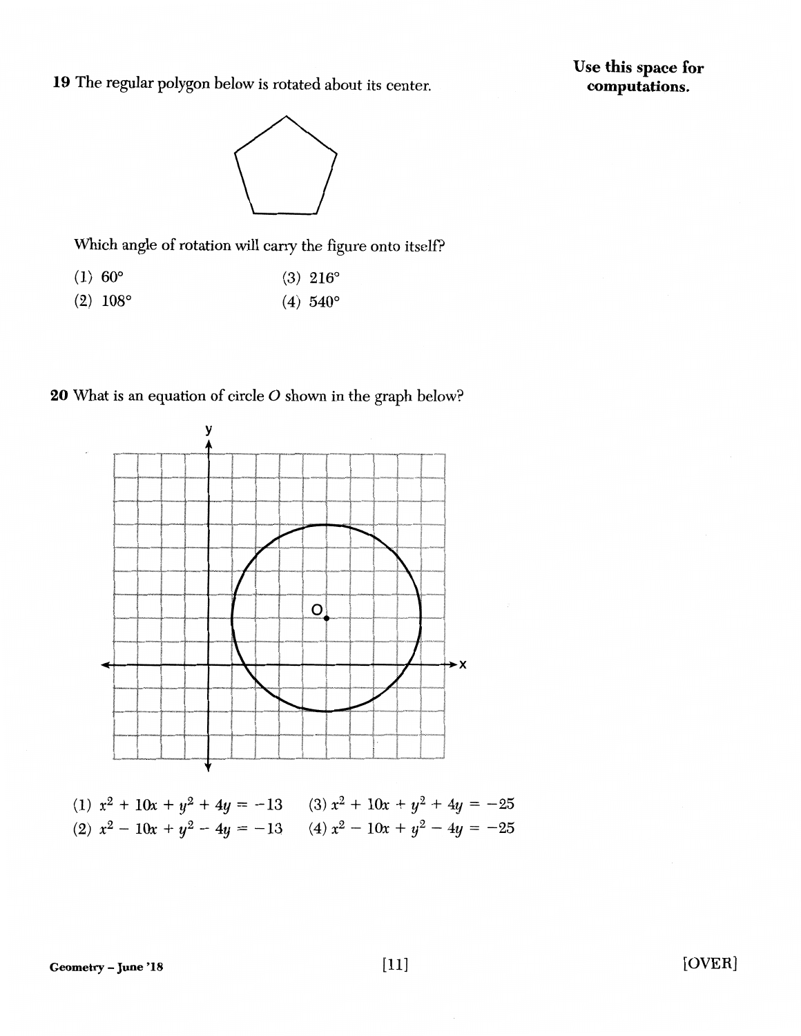**Use this space for computations.**

19 The regular polygon below is rotated about its center.

Which angle of rotation will carry the figure onto itself?

(1) 60°

(2) 108°

(3) 216°

(4) 540°

20 What is an equation of circle $O$ shown in the graph below?

(1) $x^2 + 10x + y^2 + 4y = -13$

(2) $x^2 - 10x + y^2 - 4y = -13$

(3) $x^2 + 10x + y^2 + 4y = -25$

(4) $x^2 - 10x + y^2 - 4y = -25$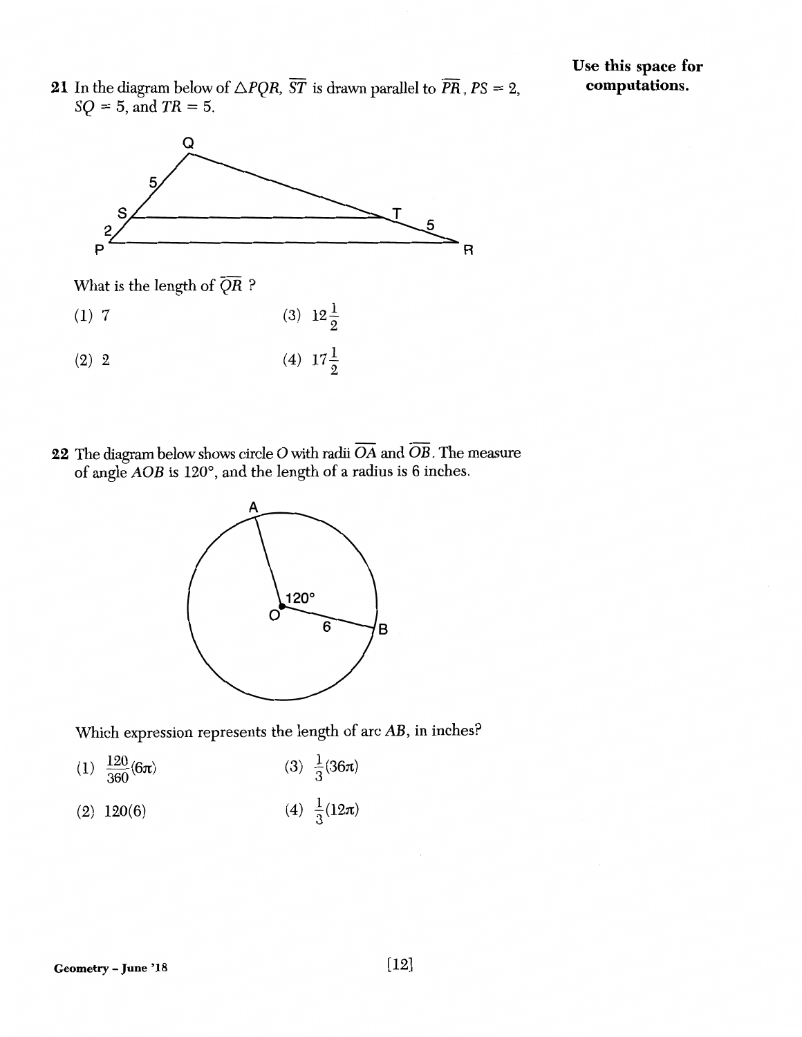**Use this space for computations.**

21 In the diagram below of $\triangle PQR$, $\overline{ST}$ is drawn parallel to $\overline{PR}$, $PS = 2$, $SQ = 5$, and $TR = 5$.

What is the length of $\overline{QR}$ ?

(1) 7

(2) 2

(3) $12\frac{1}{2}$

(4) $17\frac{1}{2}$

22 The diagram below shows circle $O$ with radii $\overline{OA}$ and $\overline{OB}$. The measure of angle $AOB$ is 120°, and the length of a radius is 6 inches.

Which expression represents the length of arc $AB$, in inches?

(1) $\frac{120}{360}(6\pi)$

(2) $120(6)$

(3) $\frac{1}{3}(36\pi)$

(4) $\frac{1}{3}(12\pi)$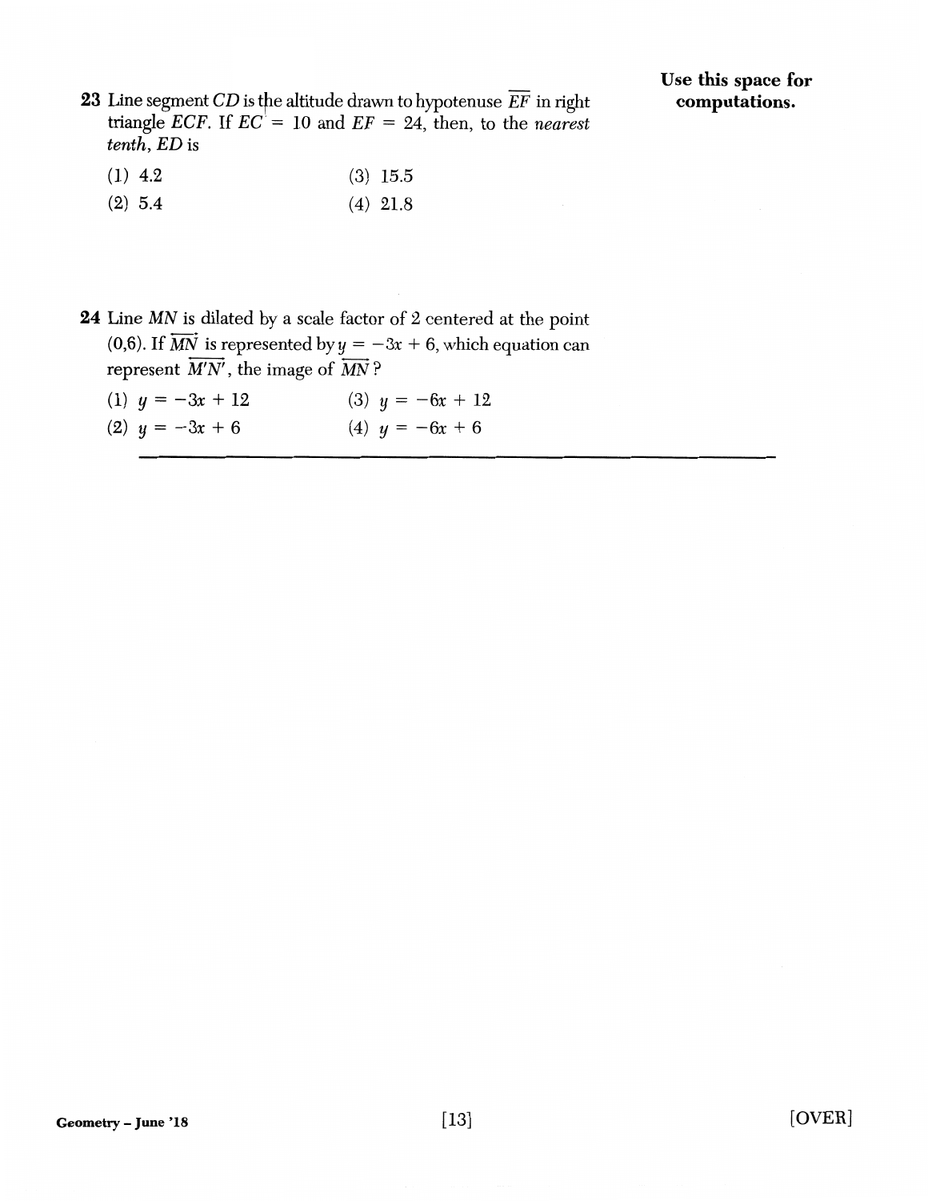**Use this space for computations.**

**23** Line segment $CD$ is the altitude drawn to hypotenuse $\overline{EF}$ in right triangle $ECF$. If $EC = 10$ and $EF = 24$, then, to the *nearest tenth*, $ED$ is

(1) 4.2

(2) 5.4

(3) 15.5

(4) 21.8

**24** Line $MN$ is dilated by a scale factor of 2 centered at the point (0,6). If $\overleftrightarrow{MN}$ is represented by $y = -3x + 6$, which equation can represent $\overleftrightarrow{M'N'}$, the image of $\overleftrightarrow{MN}$?

(1) $y = -3x + 12$

(2) $y = -3x + 6$

(3) $y = -6x + 12$

(4) $y = -6x + 6$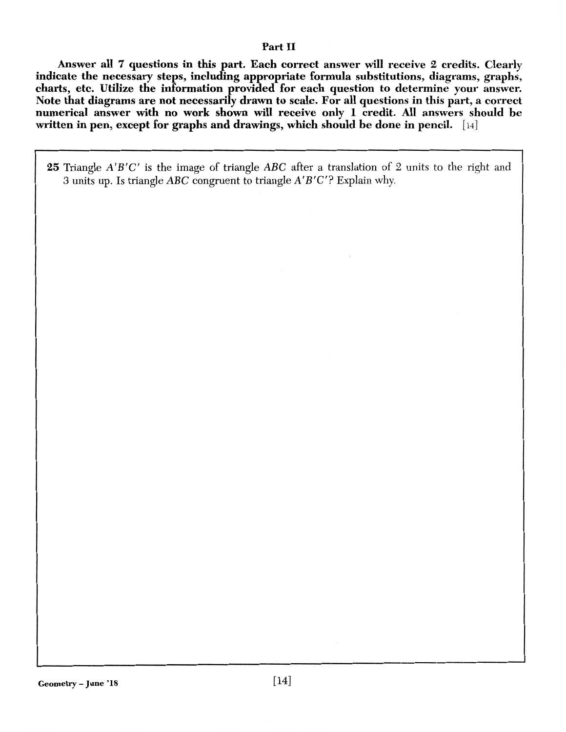## Part II

**Answer all 7 questions in this part. Each correct answer will receive 2 credits. Clearly indicate the necessary steps, including appropriate formula substitutions, diagrams, graphs, charts, etc. Utilize the information provided for each question to determine your answer. Note that diagrams are not necessarily drawn to scale. For all questions in this part, a correct numerical answer with no work shown will receive only 1 credit. All answers should be written in pen, except for graphs and drawings, which should be done in pencil.** [14]

**25** Triangle $A'B'C'$ is the image of triangle $ABC$ after a translation of 2 units to the right and 3 units up. Is triangle $ABC$ congruent to triangle $A'B'C'$? Explain why.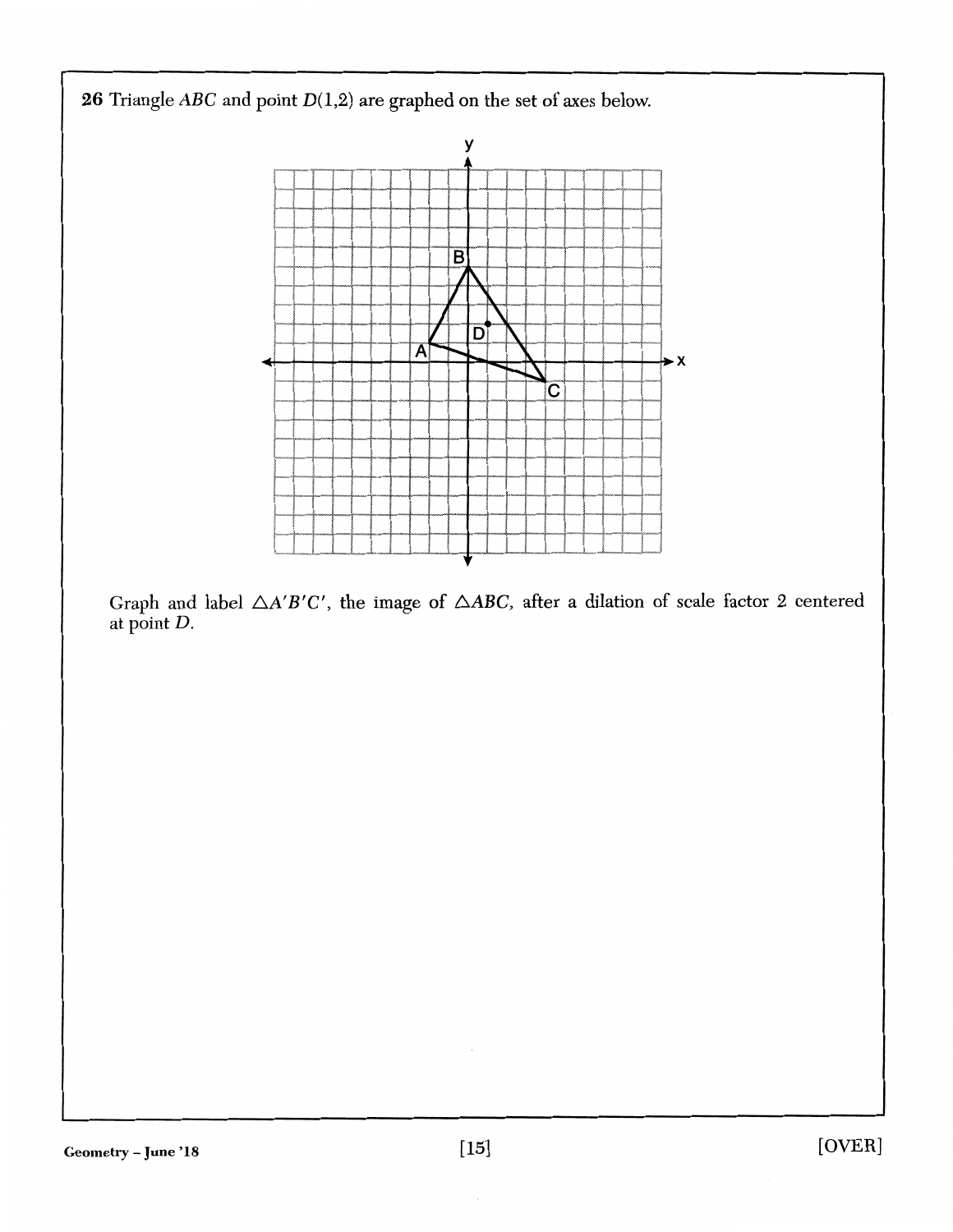**26** Triangle $ABC$ and point $D(1,2)$ are graphed on the set of axes below.

Graph and label $\triangle A'B'C'$, the image of $\triangle ABC$, after a dilation of scale factor 2 centered at point $D$.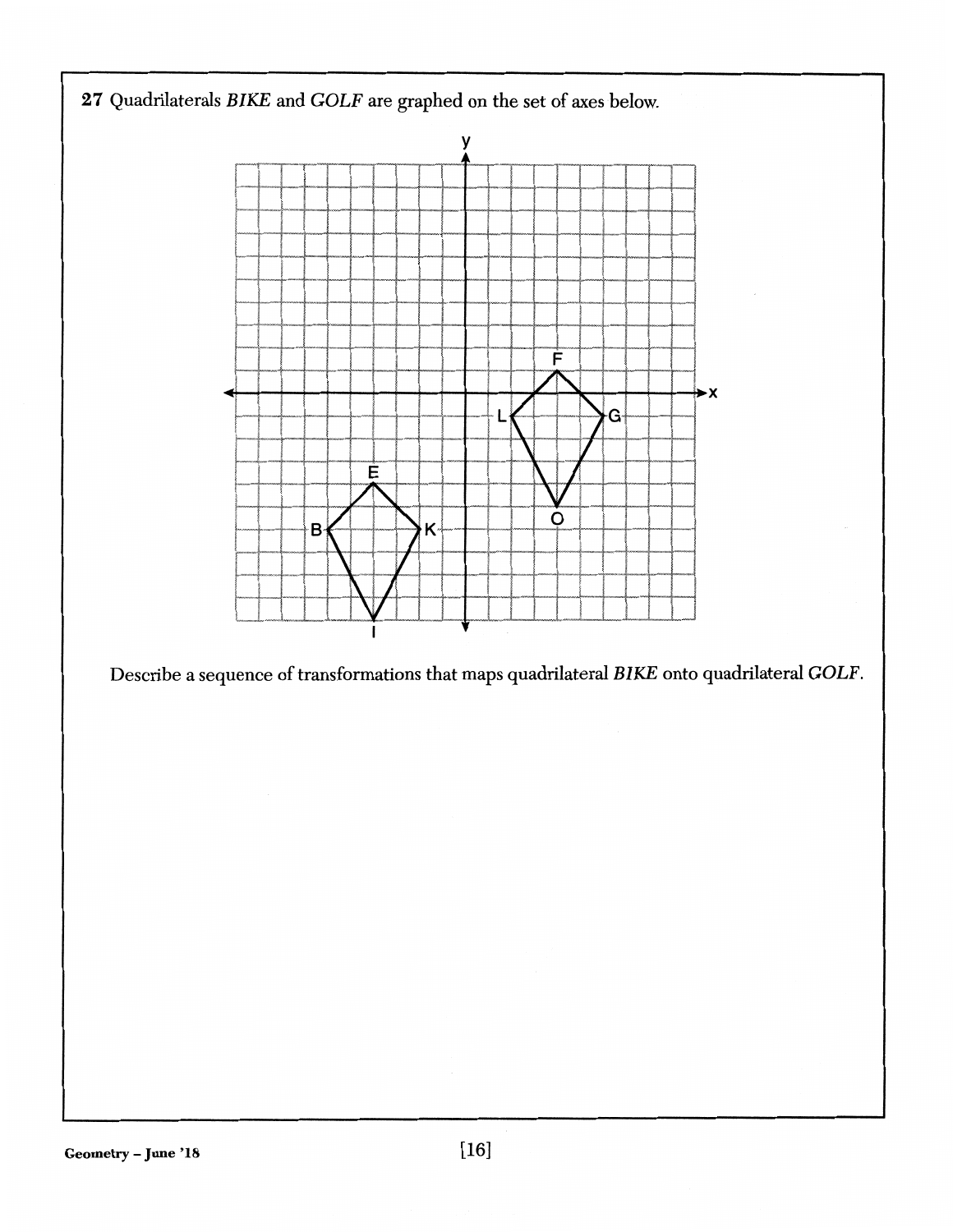27 Quadrilaterals *BIKE* and *GOLF* are graphed on the set of axes below.

Describe a sequence of transformations that maps quadrilateral *BIKE* onto quadrilateral *GOLF*.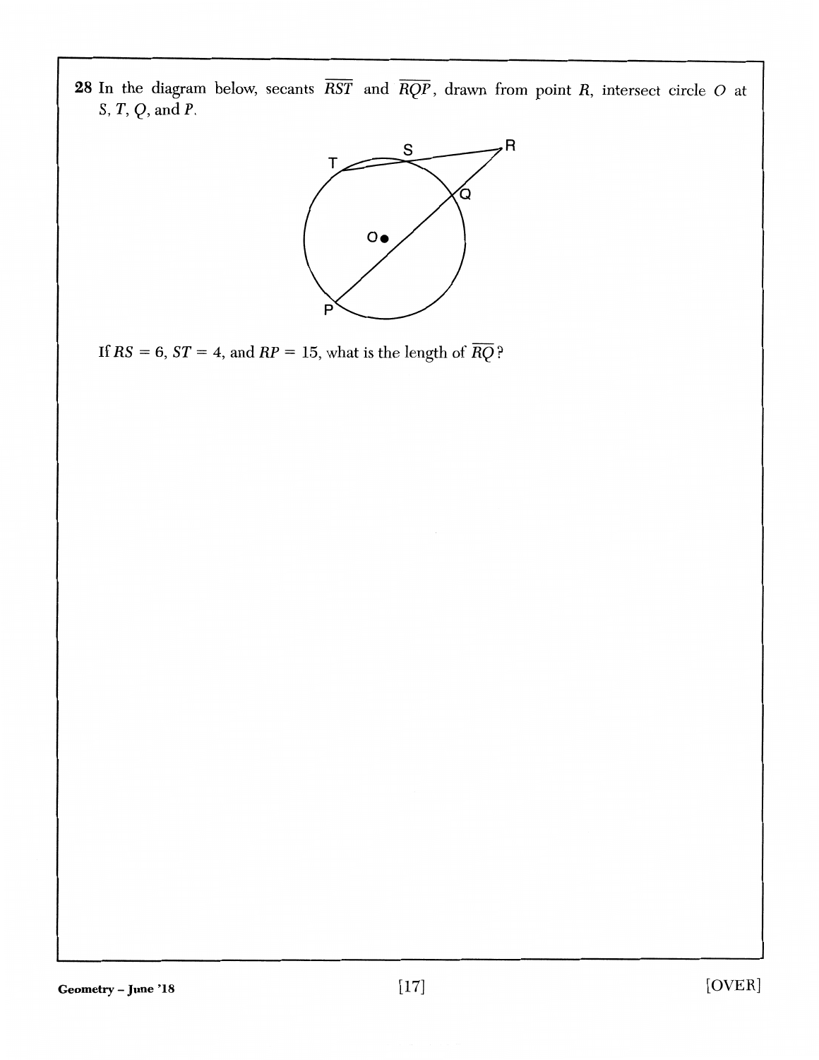**28** In the diagram below, secants $\overline{RST}$ and $\overline{RQP}$, drawn from point $R$, intersect circle $O$ at $S$, $T$, $Q$, and $P$.

If $RS = 6$, $ST = 4$, and $RP = 15$, what is the length of $\overline{RQ}$?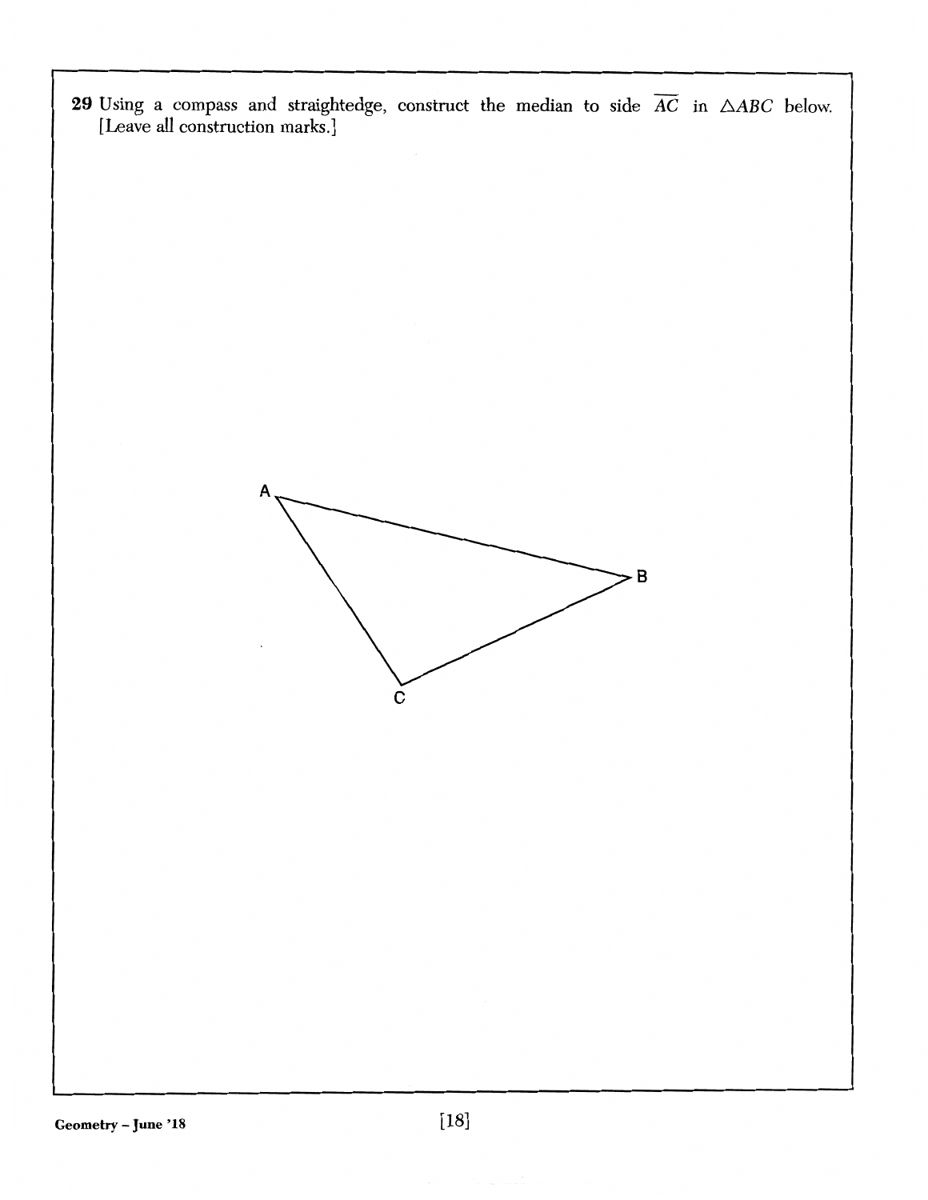**29** Using a compass and straightedge, construct the median to side $\overline{AC}$ in $\triangle ABC$ below. [Leave all construction marks.]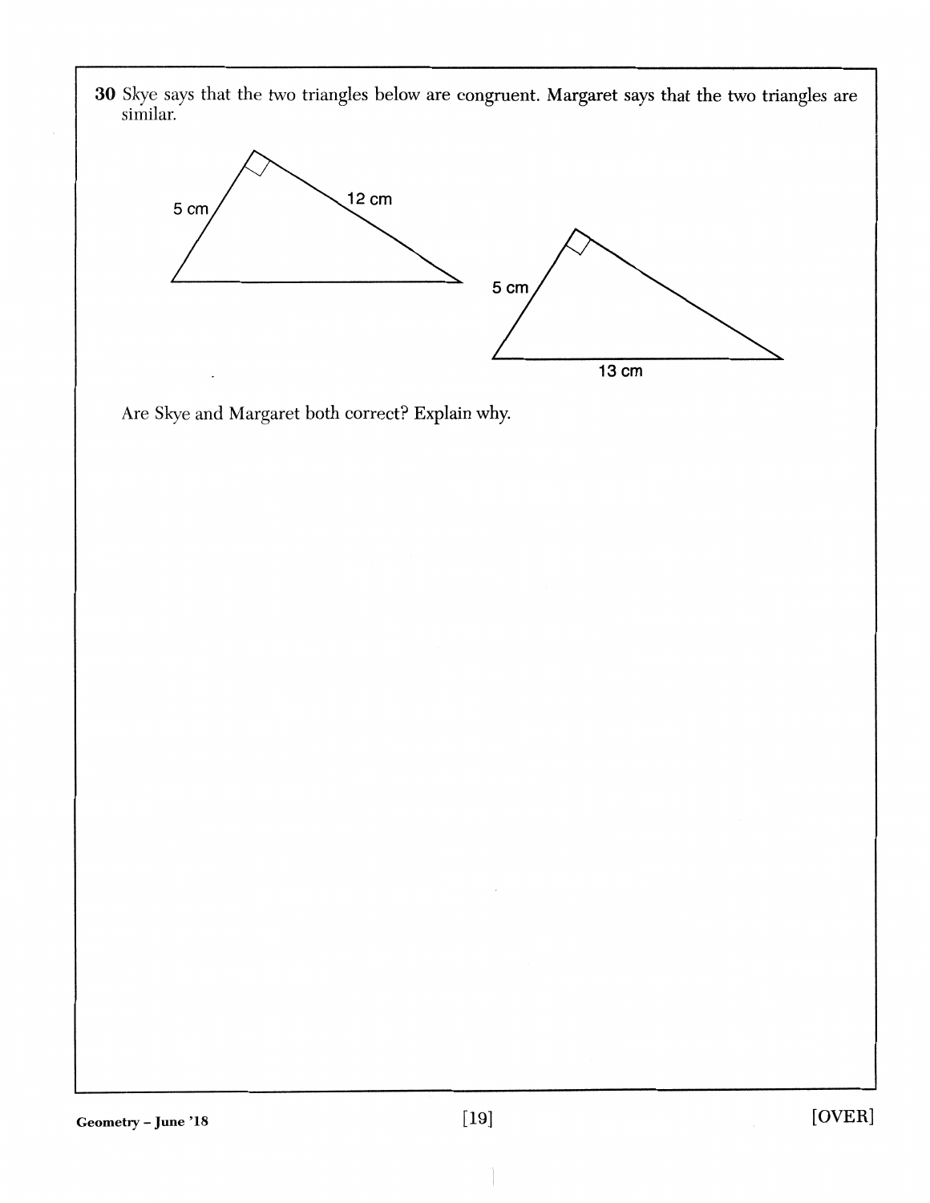**30** Skye says that the two triangles below are congruent. Margaret says that the two triangles are similar.

5 cm

12 cm

5 cm

13 cm

Are Skye and Margaret both correct? Explain why.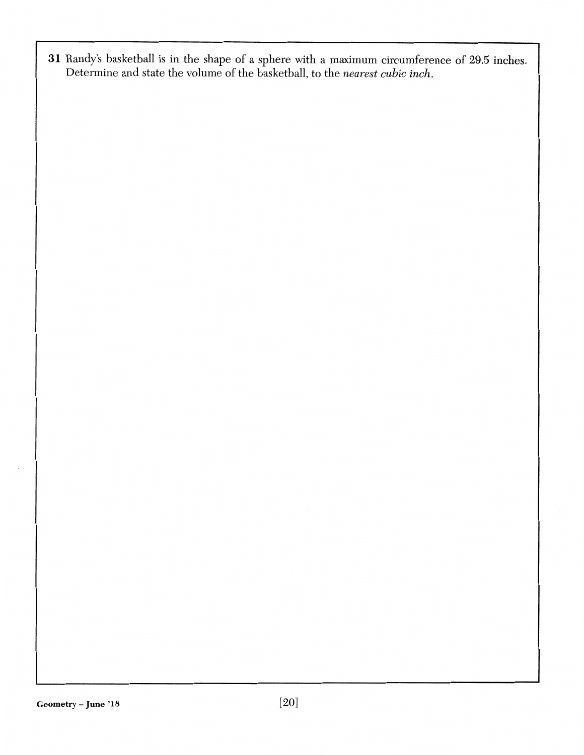**31** Randy's basketball is in the shape of a sphere with a maximum circumference of 29.5 inches. Determine and state the volume of the basketball, to the *nearest cubic inch*.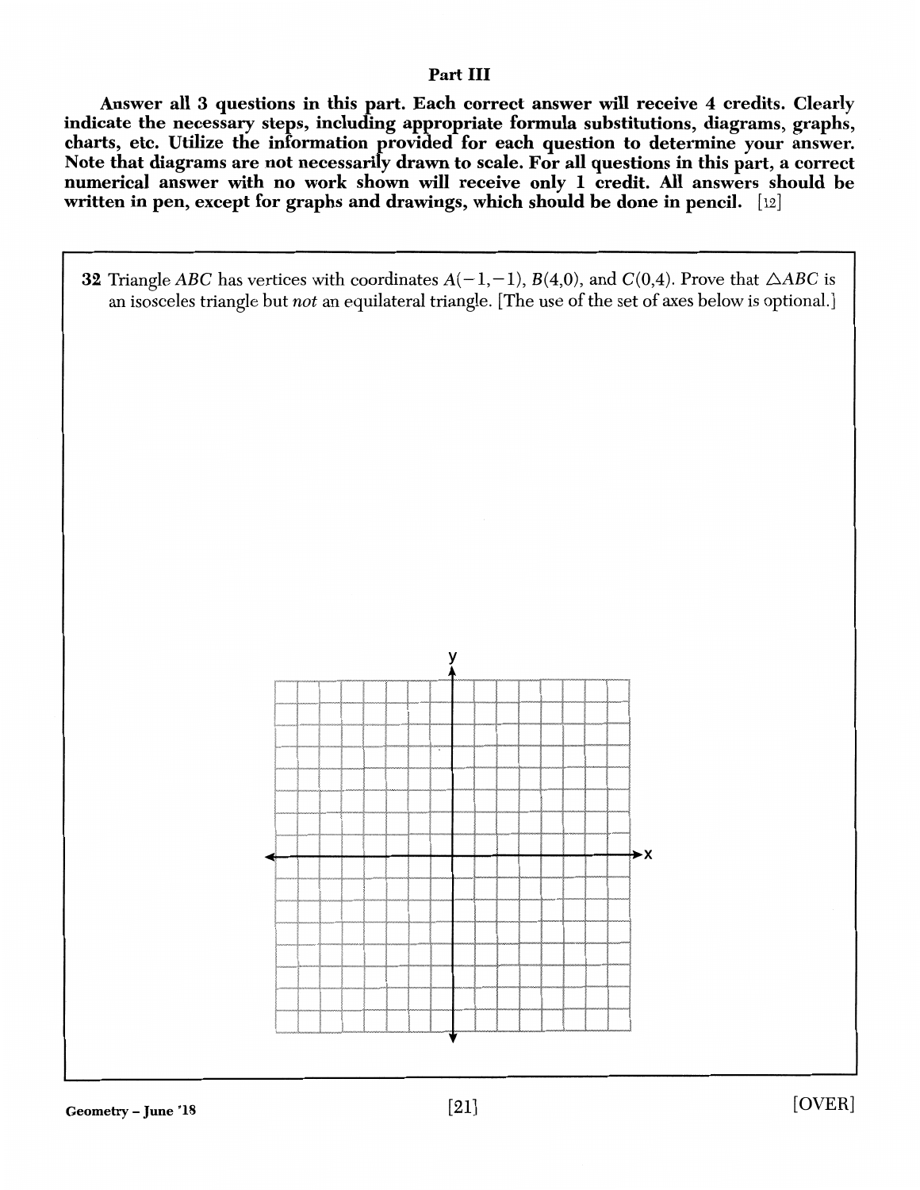## Part III

**Answer all 3 questions in this part. Each correct answer will receive 4 credits. Clearly indicate the necessary steps, including appropriate formula substitutions, diagrams, graphs, charts, etc. Utilize the information provided for each question to determine your answer. Note that diagrams are not necessarily drawn to scale. For all questions in this part, a correct numerical answer with no work shown will receive only 1 credit. All answers should be written in pen, except for graphs and drawings, which should be done in pencil.** [12]

**32** Triangle $ABC$ has vertices with coordinates $A(-1,-1)$, $B(4,0)$, and $C(0,4)$. Prove that $\triangle ABC$ is an isosceles triangle but *not* an equilateral triangle. [The use of the set of axes below is optional.]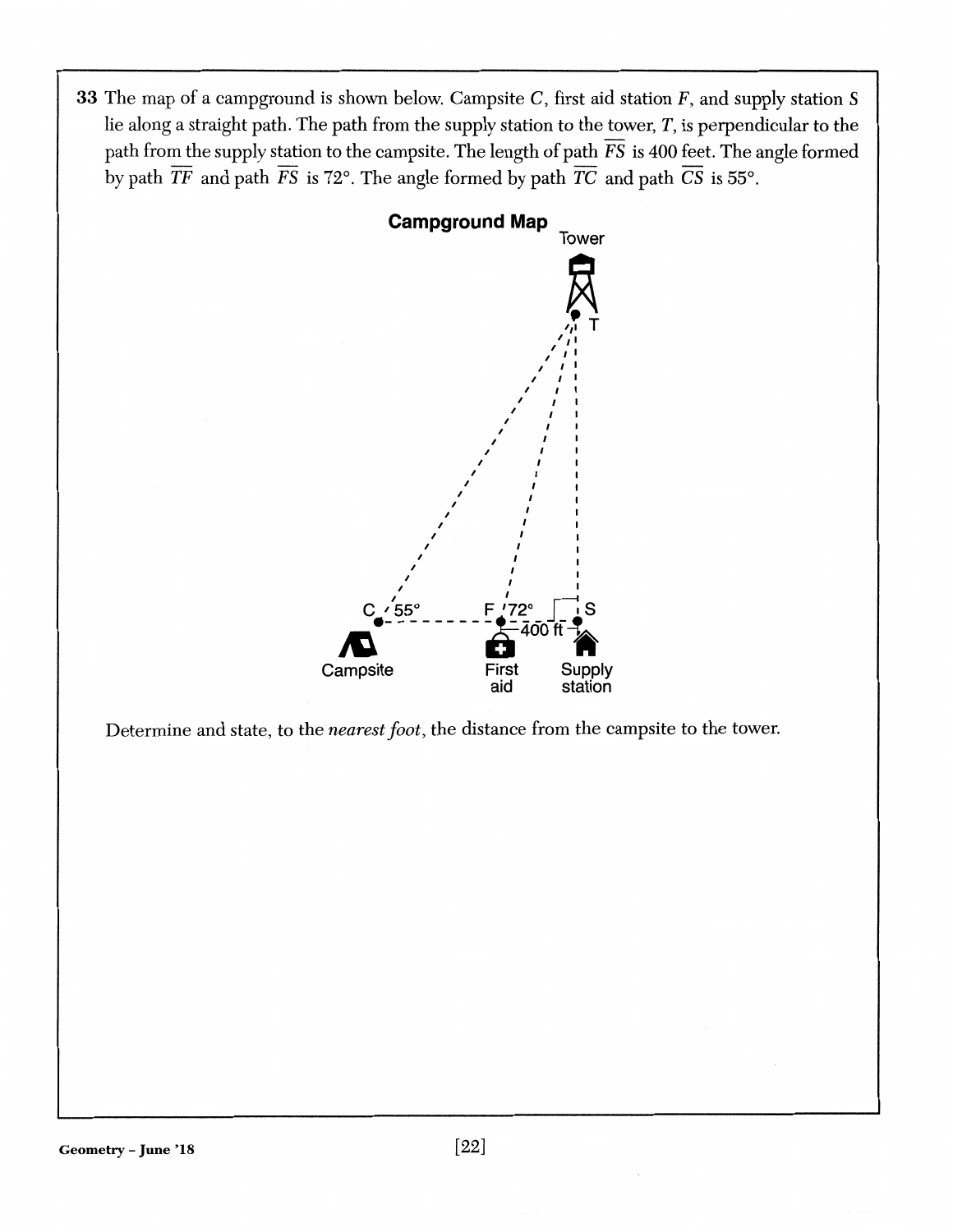**33** The map of a campground is shown below. Campsite $C$, first aid station $F$, and supply station $S$ lie along a straight path. The path from the supply station to the tower, $T$, is perpendicular to the path from the supply station to the campsite. The length of path $\overline{FS}$ is 400 feet. The angle formed by path $\overline{TF}$ and path $\overline{FS}$ is 72°. The angle formed by path $\overline{TC}$ and path $\overline{CS}$ is 55°.

**Campground Map**

Determine and state, to the *nearest foot*, the distance from the campsite to the tower.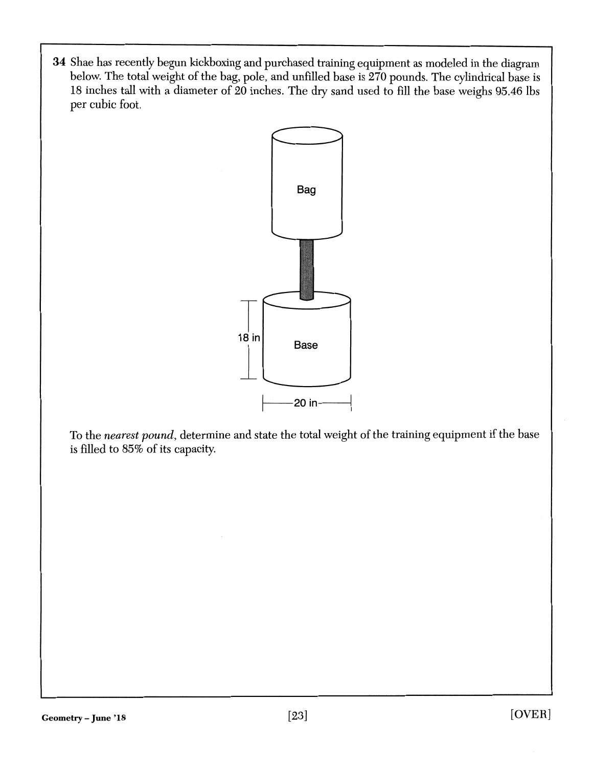**34** Shae has recently begun kickboxing and purchased training equipment as modeled in the diagram below. The total weight of the bag, pole, and unfilled base is 270 pounds. The cylindrical base is 18 inches tall with a diameter of 20 inches. The dry sand used to fill the base weighs 95.46 lbs per cubic foot.

Bag

18 in

Base

20 in

To the *nearest pound*, determine and state the total weight of the training equipment if the base is filled to 85% of its capacity.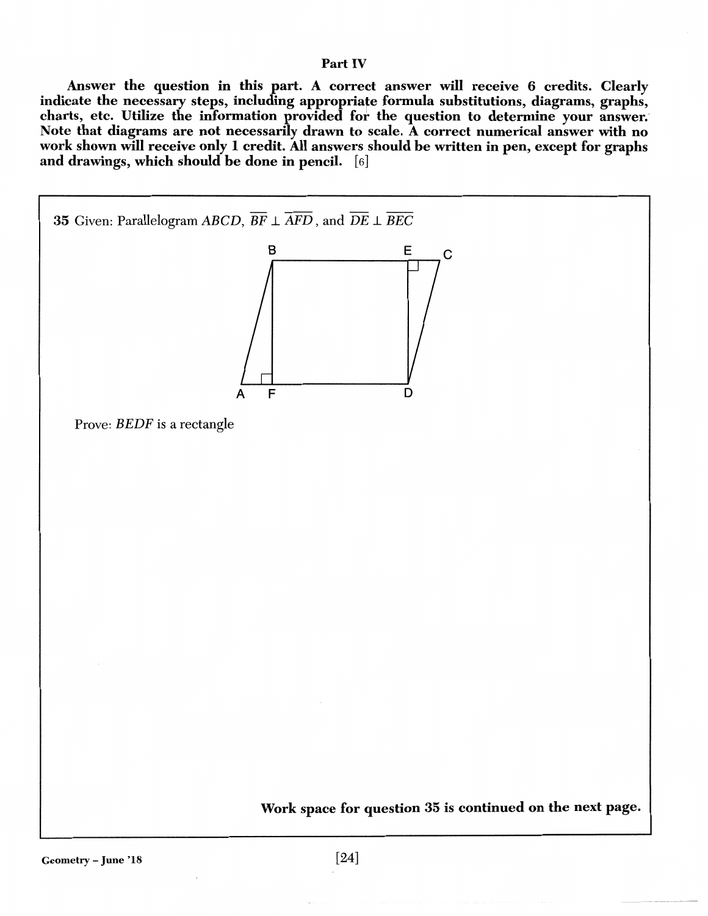## Part IV

**Answer the question in this part. A correct answer will receive 6 credits. Clearly indicate the necessary steps, including appropriate formula substitutions, diagrams, graphs, charts, etc. Utilize the information provided for the question to determine your answer. Note that diagrams are not necessarily drawn to scale. A correct numerical answer with no work shown will receive only 1 credit. All answers should be written in pen, except for graphs and drawings, which should be done in pencil.** [6]

**35** Given: Parallelogram $ABCD$, $\overline{BF} \perp \overline{AFD}$, and $\overline{DE} \perp \overline{BEC}$

B E C

A F D

Prove: $BEDF$ is a rectangle

**Work space for question 35 is continued on the next page.**